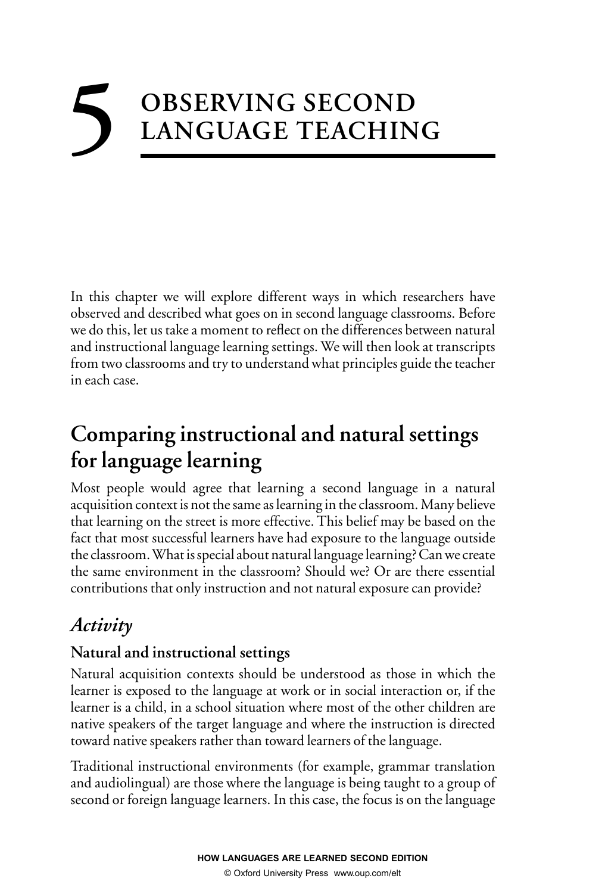# 5 OBSERVING SECOND LANGUAGE TEACHING

In this chapter we will explore different ways in which researchers have observed and described what goes on in second language classrooms. Before we do this, let us take a moment to reflect on the differences between natural and instructional language learning settings. We will then look at transcripts from two classrooms and try to understand what principles guide the teacher in each case.

## Comparing instructional and natural settings for language learning

Most people would agree that learning a second language in a natural acquisition context is not the same as learning in the classroom. Many believe that learning on the street is more effective. This belief may be based on the fact that most successful learners have had exposure to the language outside the classroom. What is special about natural language learning? Can we create the same environment in the classroom? Should we? Or are there essential contributions that only instruction and not natural exposure can provide?

## *Activity*

### Natural and instructional settings

Natural acquisition contexts should be understood as those in which the learner is exposed to the language at work or in social interaction or, if the learner is a child, in a school situation where most of the other children are native speakers of the target language and where the instruction is directed toward native speakers rather than toward learners of the language.

Traditional instructional environments (for example, grammar translation and audiolingual) are those where the language is being taught to a group of second or foreign language learners. In this case, the focus is on the language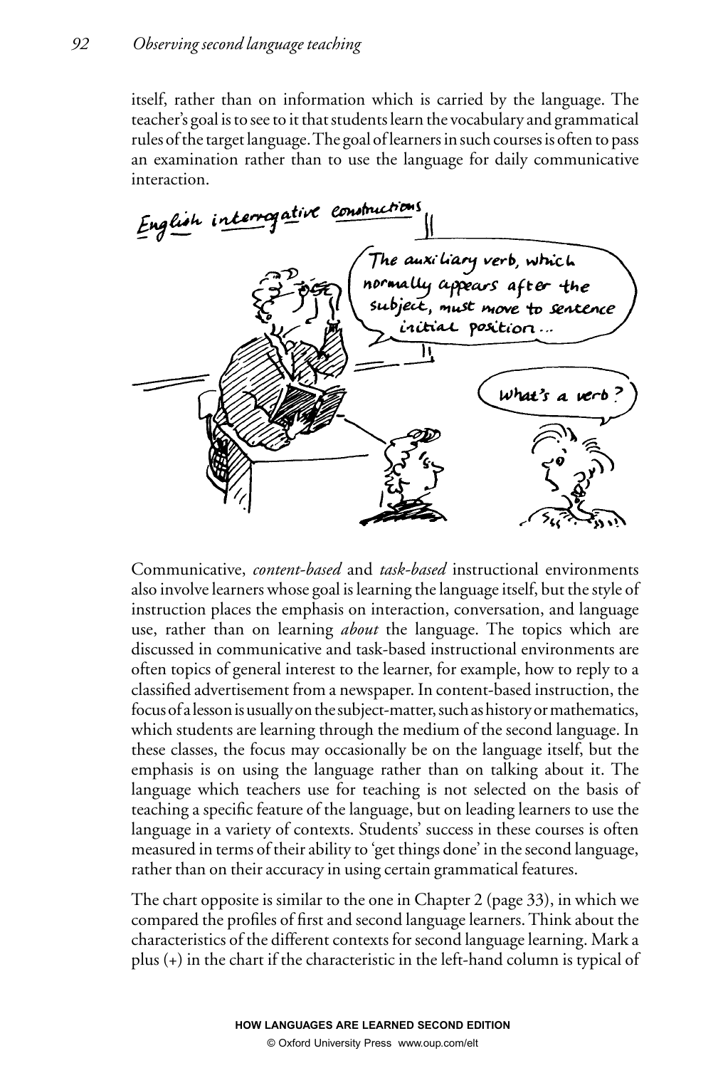itself, rather than on information which is carried by the language. The teacher's goal is to see to it that students learn the vocabulary and grammatical rules of the target language. The goal of learners in such courses is often to pass an examination rather than to use the language for daily communicative interaction.

Communicative, *content-based* and *task-based* instructional environments also involve learners whose goal is learning the language itself, but the style of instruction places the emphasis on interaction, conversation, and language use, rather than on learning *about* the language. The topics which are discussed in communicative and task-based instructional environments are often topics of general interest to the learner, for example, how to reply to a classified advertisement from a newspaper. In content-based instruction, the focus of a lesson is usually on the subject-matter, such as history or mathematics, which students are learning through the medium of the second language. In these classes, the focus may occasionally be on the language itself, but the emphasis is on using the language rather than on talking about it. The language which teachers use for teaching is not selected on the basis of teaching a specific feature of the language, but on leading learners to use the language in a variety of contexts. Students' success in these courses is often measured in terms of their ability to 'get things done' in the second language, rather than on their accuracy in using certain grammatical features.

The chart opposite is similar to the one in Chapter 2 (page 33), in which we compared the profiles of first and second language learners. Think about the characteristics of the different contexts for second language learning. Mark a plus (+) in the chart if the characteristic in the left-hand column is typical of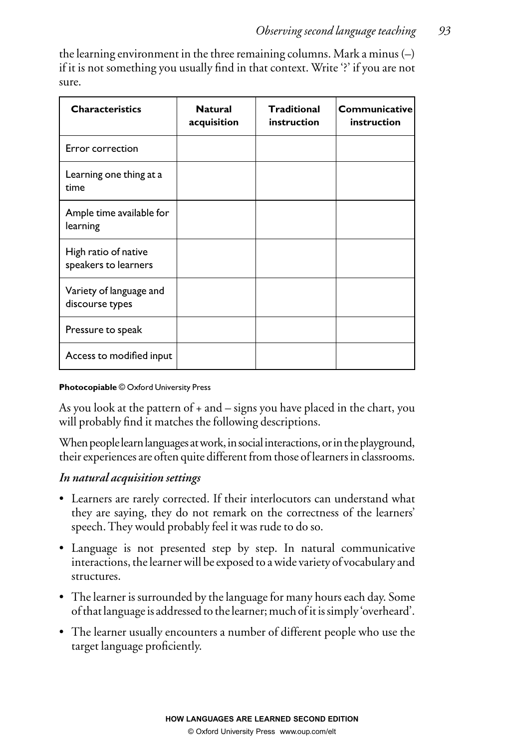the learning environment in the three remaining columns. Mark a minus (–) if it is not something you usually find in that context. Write '?' if you are not sure.

| Characteristics | Natural acquisition | Traditional instruction | Communicative instruction |
| --- | --- | --- | --- |
| Error correction | | | |
| Learning one thing at a time | | | |
| Ample time available for learning | | | |
| High ratio of native speakers to learners | | | |
| Variety of language and discourse types | | | |
| Pressure to speak | | | |
| Access to modified input | | | |

**Photocopiable** © Oxford University Press

As you look at the pattern of + and – signs you have placed in the chart, you will probably find it matches the following descriptions.

When people learn languages at work, in social interactions, or in the playground, their experiences are often quite different from those of learners in classrooms.

### *In natural acquisition settings*

- Learners are rarely corrected. If their interlocutors can understand what they are saying, they do not remark on the correctness of the learners' speech. They would probably feel it was rude to do so.
- Language is not presented step by step. In natural communicative interactions, the learner will be exposed to a wide variety of vocabulary and structures.
- The learner is surrounded by the language for many hours each day. Some of that language is addressed to the learner; much of it is simply 'overheard'.
- The learner usually encounters a number of different people who use the target language proficiently.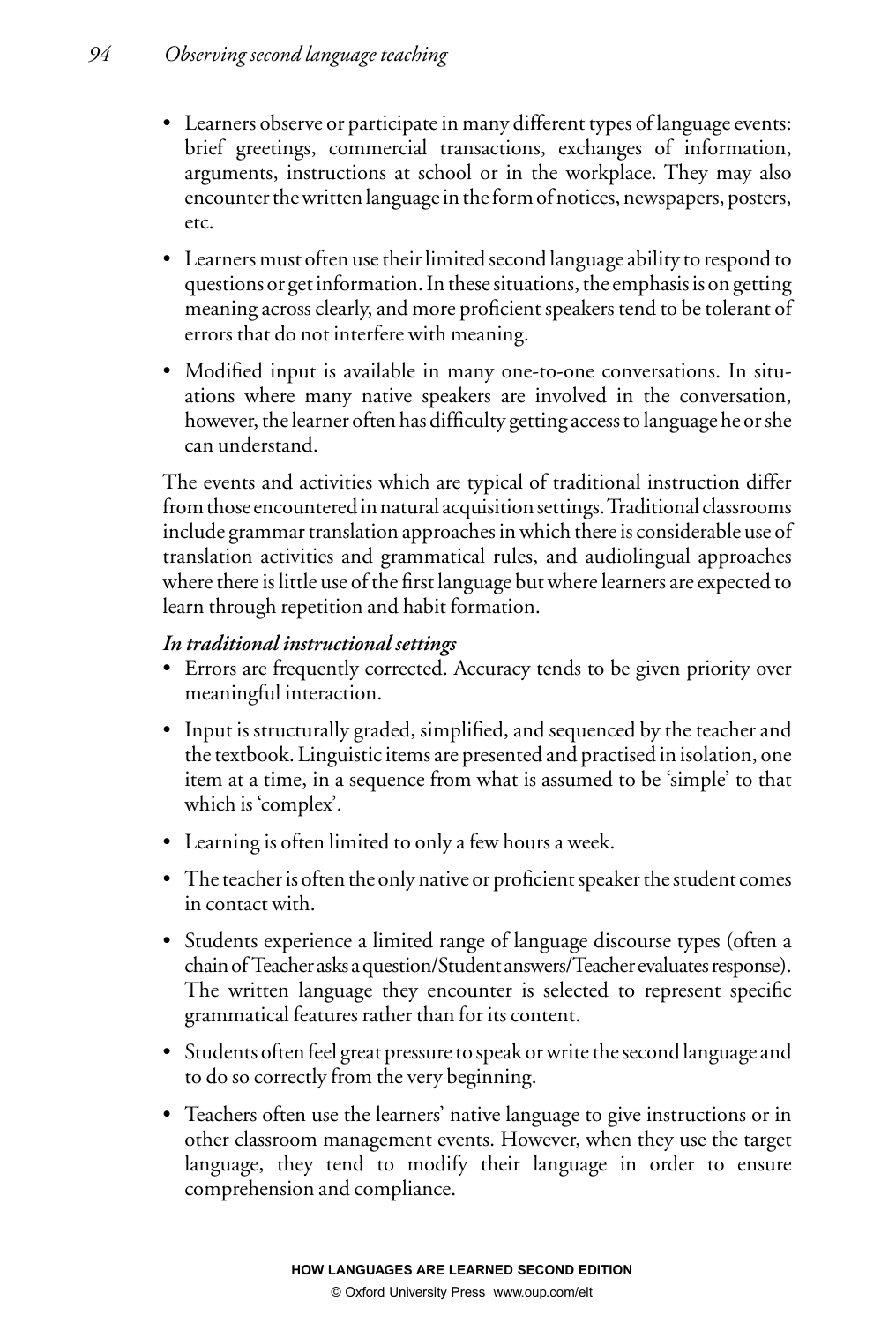- Learners observe or participate in many different types of language events: brief greetings, commercial transactions, exchanges of information, arguments, instructions at school or in the workplace. They may also encounter the written language in the form of notices, newspapers, posters, etc.
- Learners must often use their limited second language ability to respond to questions or get information. In these situations, the emphasis is on getting meaning across clearly, and more proficient speakers tend to be tolerant of errors that do not interfere with meaning.
- Modified input is available in many one-to-one conversations. In situations where many native speakers are involved in the conversation, however, the learner often has difficulty getting access to language he or she can understand.

The events and activities which are typical of traditional instruction differ from those encountered in natural acquisition settings. Traditional classrooms include grammar translation approaches in which there is considerable use of translation activities and grammatical rules, and audiolingual approaches where there is little use of the first language but where learners are expected to learn through repetition and habit formation.

***In traditional instructional settings***

- Errors are frequently corrected. Accuracy tends to be given priority over meaningful interaction.
- Input is structurally graded, simplified, and sequenced by the teacher and the textbook. Linguistic items are presented and practised in isolation, one item at a time, in a sequence from what is assumed to be 'simple' to that which is 'complex'.
- Learning is often limited to only a few hours a week.
- The teacher is often the only native or proficient speaker the student comes in contact with.
- Students experience a limited range of language discourse types (often a chain of Teacher asks a question/Student answers/Teacher evaluates response). The written language they encounter is selected to represent specific grammatical features rather than for its content.
- Students often feel great pressure to speak or write the second language and to do so correctly from the very beginning.
- Teachers often use the learners' native language to give instructions or in other classroom management events. However, when they use the target language, they tend to modify their language in order to ensure comprehension and compliance.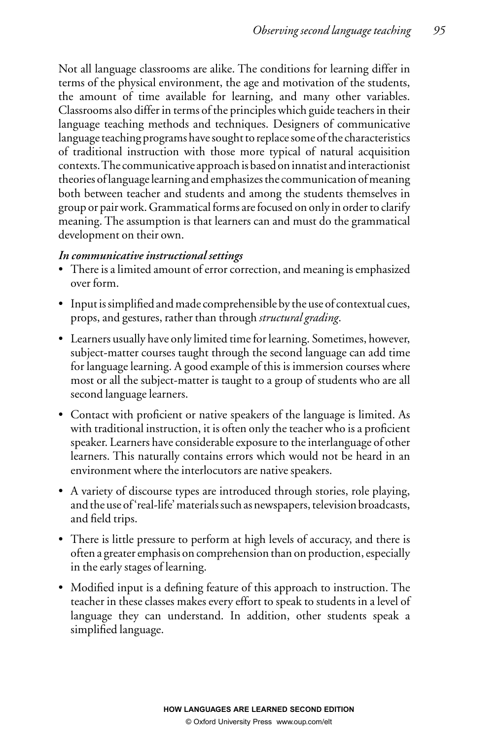Not all language classrooms are alike. The conditions for learning differ in terms of the physical environment, the age and motivation of the students, the amount of time available for learning, and many other variables. Classrooms also differ in terms of the principles which guide teachers in their language teaching methods and techniques. Designers of communicative language teaching programs have sought to replace some of the characteristics of traditional instruction with those more typical of natural acquisition contexts. The communicative approach is based on innatist and interactionist theories of language learning and emphasizes the communication of meaning both between teacher and students and among the students themselves in group or pair work. Grammatical forms are focused on only in order to clarify meaning. The assumption is that learners can and must do the grammatical development on their own.

***In communicative instructional settings***

- There is a limited amount of error correction, and meaning is emphasized over form.
- Input is simplified and made comprehensible by the use of contextual cues, props, and gestures, rather than through *structural grading*.
- Learners usually have only limited time for learning. Sometimes, however, subject-matter courses taught through the second language can add time for language learning. A good example of this is immersion courses where most or all the subject-matter is taught to a group of students who are all second language learners.
- Contact with proficient or native speakers of the language is limited. As with traditional instruction, it is often only the teacher who is a proficient speaker. Learners have considerable exposure to the interlanguage of other learners. This naturally contains errors which would not be heard in an environment where the interlocutors are native speakers.
- A variety of discourse types are introduced through stories, role playing, and the use of 'real-life' materials such as newspapers, television broadcasts, and field trips.
- There is little pressure to perform at high levels of accuracy, and there is often a greater emphasis on comprehension than on production, especially in the early stages of learning.
- Modified input is a defining feature of this approach to instruction. The teacher in these classes makes every effort to speak to students in a level of language they can understand. In addition, other students speak a simplified language.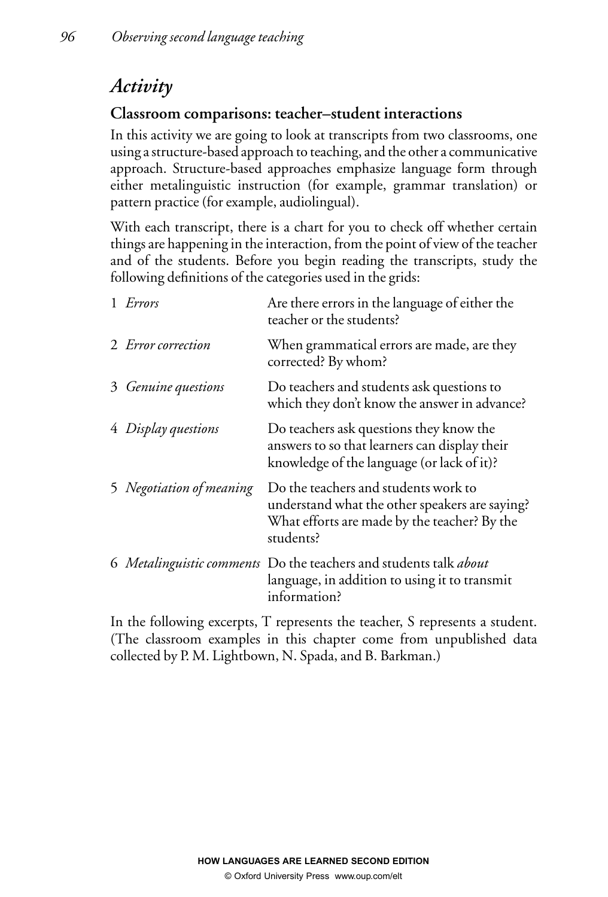## *Activity*

### Classroom comparisons: teacher–student interactions

In this activity we are going to look at transcripts from two classrooms, one using a structure-based approach to teaching, and the other a communicative approach. Structure-based approaches emphasize language form through either metalinguistic instruction (for example, grammar translation) or pattern practice (for example, audiolingual).

With each transcript, there is a chart for you to check off whether certain things are happening in the interaction, from the point of view of the teacher and of the students. Before you begin reading the transcripts, study the following definitions of the categories used in the grids:

| | |
|---|---|
| 1 *Errors* | Are there errors in the language of either the teacher or the students? |
| 2 *Error correction* | When grammatical errors are made, are they corrected? By whom? |
| 3 *Genuine questions* | Do teachers and students ask questions to which they don't know the answer in advance? |
| 4 *Display questions* | Do teachers ask questions they know the answers to so that learners can display their knowledge of the language (or lack of it)? |
| 5 *Negotiation of meaning* | Do the teachers and students work to understand what the other speakers are saying? What efforts are made by the teacher? By the students? |
| 6 *Metalinguistic comments* | Do the teachers and students talk *about* language, in addition to using it to transmit information? |

In the following excerpts, T represents the teacher, S represents a student. (The classroom examples in this chapter come from unpublished data collected by P. M. Lightbown, N. Spada, and B. Barkman.)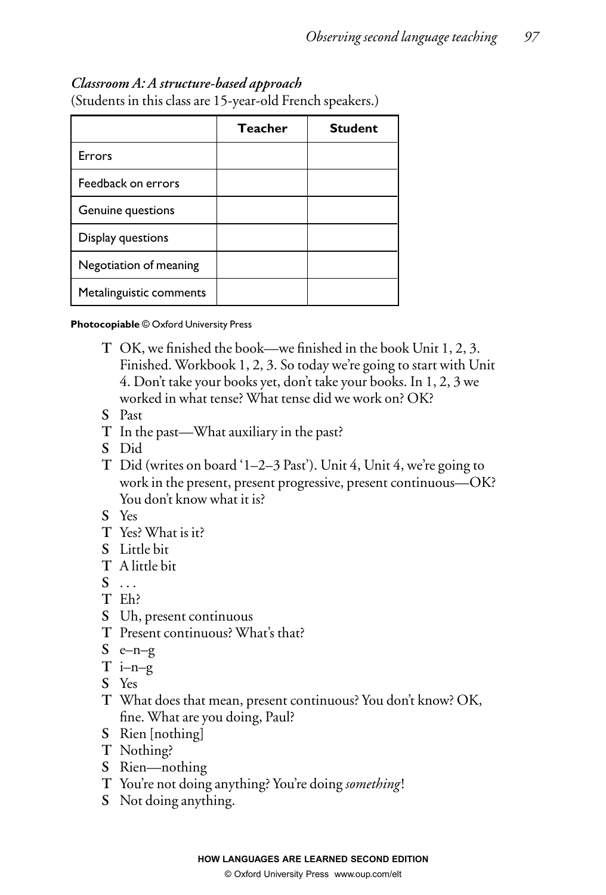### *Classroom A: A structure-based approach*

(Students in this class are 15-year-old French speakers.)

| | **Teacher** | **Student** |
|---|---|---|
| Errors | | |
| Feedback on errors | | |
| Genuine questions | | |
| Display questions | | |
| Negotiation of meaning | | |
| Metalinguistic comments | | |

**Photocopiable** © Oxford University Press

**T** OK, we finished the book—we finished in the book Unit 1, 2, 3. Finished. Workbook 1, 2, 3. So today we're going to start with Unit 4. Don't take your books yet, don't take your books. In 1, 2, 3 we worked in what tense? What tense did we work on? OK?

**S** Past

**T** In the past—What auxiliary in the past?

**S** Did

**T** Did (writes on board '1–2–3 Past'). Unit 4, Unit 4, we're going to work in the present, present progressive, present continuous—OK? You don't know what it is?

**S** Yes

**T** Yes? What is it?

**S** Little bit

**T** A little bit

**S** . . .

**T** Eh?

**S** Uh, present continuous

**T** Present continuous? What's that?

**S** e–n–g

**T** i–n–g

**S** Yes

**T** What does that mean, present continuous? You don't know? OK, fine. What are you doing, Paul?

**S** Rien [nothing]

**T** Nothing?

**S** Rien—nothing

**T** You're not doing anything? You're doing *something*!

**S** Not doing anything.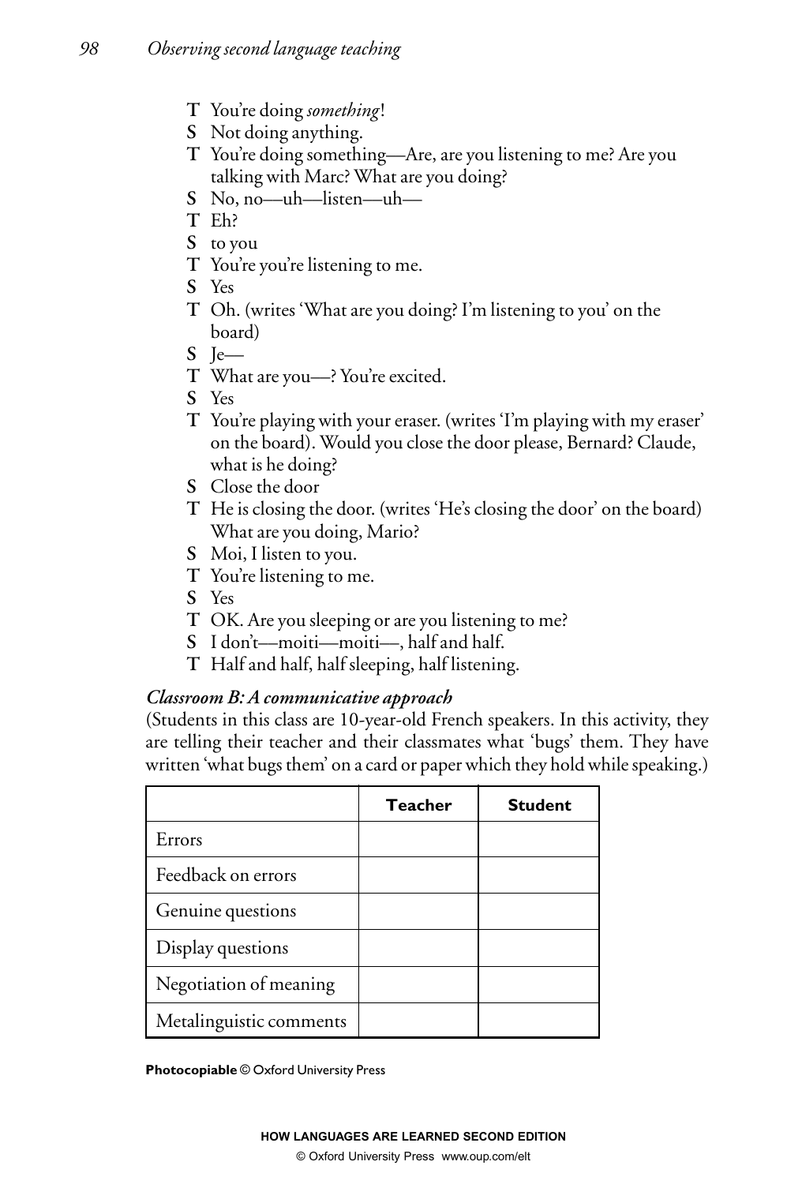**T** You're doing *something*!  
**S** Not doing anything.  
**T** You're doing something—Are, are you listening to me? Are you talking with Marc? What are you doing?  
**S** No, no—uh—listen—uh—  
**T** Eh?  
**S** to you  
**T** You're you're listening to me.  
**S** Yes  
**T** Oh. (writes 'What are you doing? I'm listening to you' on the board)  
**S** Je—  
**T** What are you—? You're excited.  
**S** Yes  
**T** You're playing with your eraser. (writes 'I'm playing with my eraser' on the board). Would you close the door please, Bernard? Claude, what is he doing?  
**S** Close the door  
**T** He is closing the door. (writes 'He's closing the door' on the board) What are you doing, Mario?  
**S** Moi, I listen to you.  
**T** You're listening to me.  
**S** Yes  
**T** OK. Are you sleeping or are you listening to me?  
**S** I don't—moiti—moiti—, half and half.  
**T** Half and half, half sleeping, half listening.

### *Classroom B: A communicative approach*

(Students in this class are 10-year-old French speakers. In this activity, they are telling their teacher and their classmates what 'bugs' them. They have written 'what bugs them' on a card or paper which they hold while speaking.)

| | Teacher | Student |
|---|---|---|
| Errors | | |
| Feedback on errors | | |
| Genuine questions | | |
| Display questions | | |
| Negotiation of meaning | | |
| Metalinguistic comments | | |

**Photocopiable** © Oxford University Press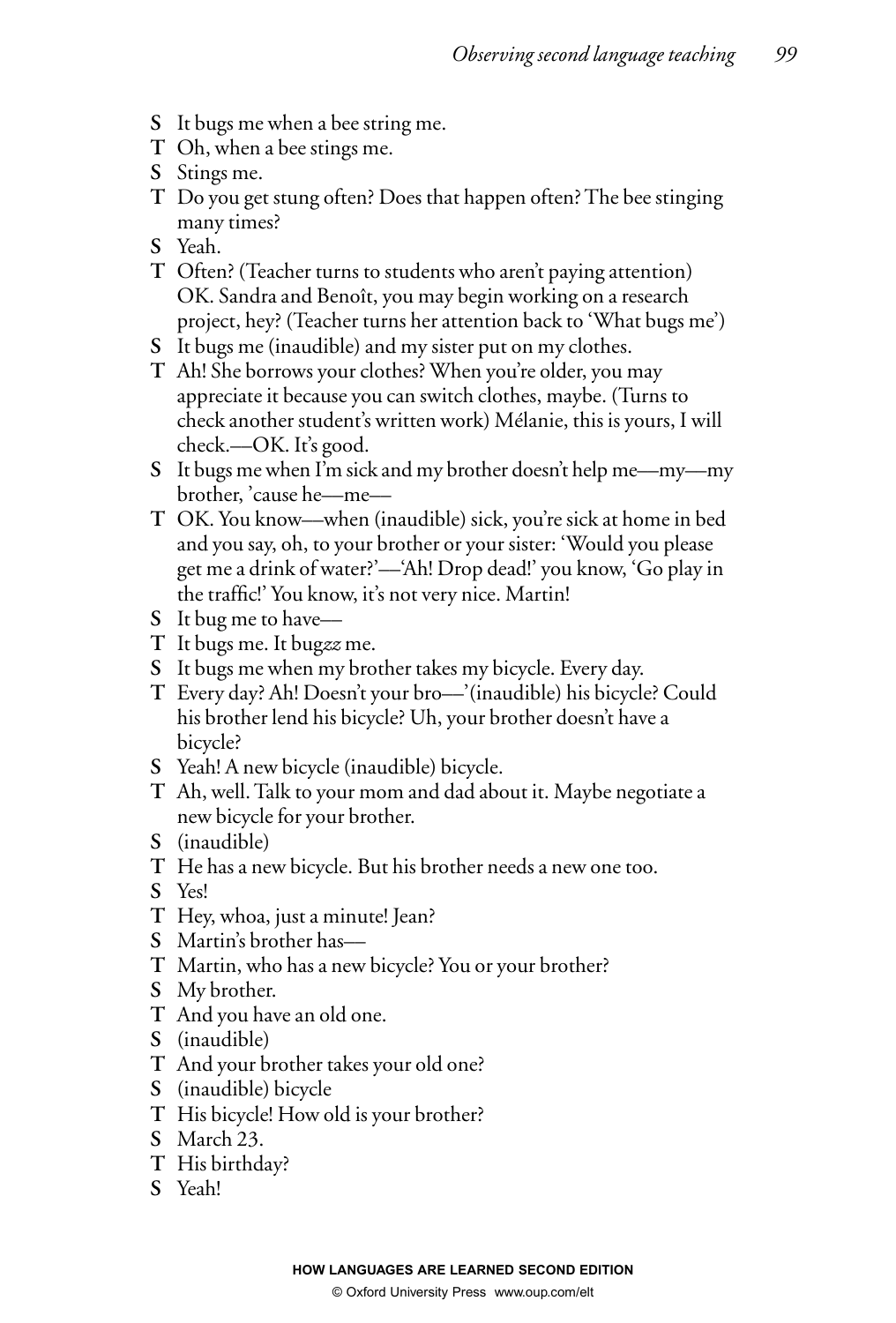**S** It bugs me when a bee string me.

**T** Oh, when a bee stings me.

**S** Stings me.

**T** Do you get stung often? Does that happen often? The bee stinging many times?

**S** Yeah.

**T** Often? (Teacher turns to students who aren't paying attention) OK. Sandra and Benoît, you may begin working on a research project, hey? (Teacher turns her attention back to 'What bugs me')

**S** It bugs me (inaudible) and my sister put on my clothes.

**T** Ah! She borrows your clothes? When you're older, you may appreciate it because you can switch clothes, maybe. (Turns to check another student's written work) Mélanie, this is yours, I will check.—OK. It's good.

**S** It bugs me when I'm sick and my brother doesn't help me—my—my brother, 'cause he—me—

**T** OK. You know—when (inaudible) sick, you're sick at home in bed and you say, oh, to your brother or your sister: 'Would you please get me a drink of water?'—'Ah! Drop dead!' you know, 'Go play in the traffic!' You know, it's not very nice. Martin!

**S** It bug me to have—

**T** It bugs me. It bug*zz* me.

**S** It bugs me when my brother takes my bicycle. Every day.

**T** Every day? Ah! Doesn't your bro—'(inaudible) his bicycle? Could his brother lend his bicycle? Uh, your brother doesn't have a bicycle?

**S** Yeah! A new bicycle (inaudible) bicycle.

**T** Ah, well. Talk to your mom and dad about it. Maybe negotiate a new bicycle for your brother.

**S** (inaudible)

**T** He has a new bicycle. But his brother needs a new one too.

**S** Yes!

**T** Hey, whoa, just a minute! Jean?

**S** Martin's brother has—

**T** Martin, who has a new bicycle? You or your brother?

**S** My brother.

**T** And you have an old one.

**S** (inaudible)

**T** And your brother takes your old one?

**S** (inaudible) bicycle

**T** His bicycle! How old is your brother?

**S** March 23.

**T** His birthday?

**S** Yeah!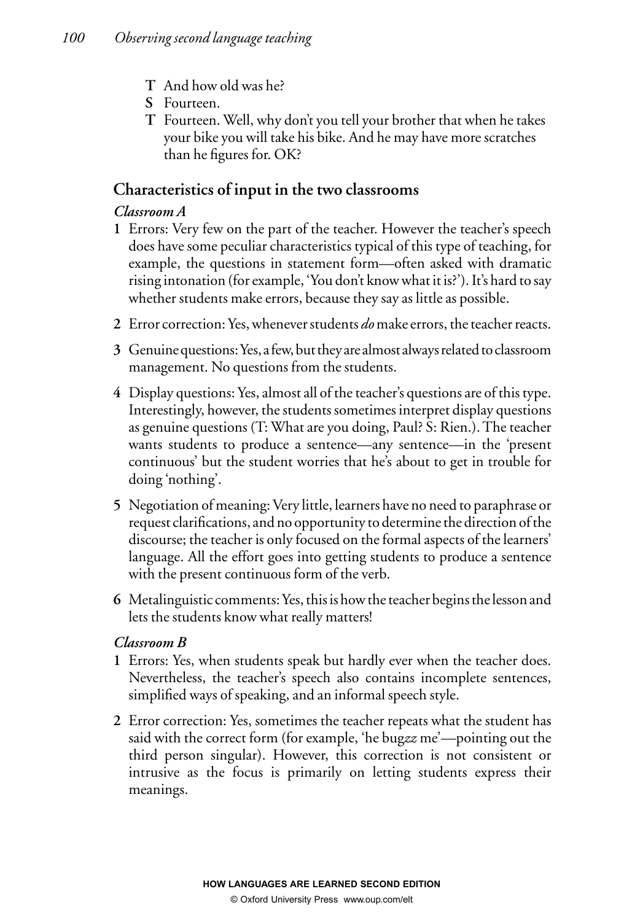**T** And how old was he?

**S** Fourteen.

**T** Fourteen. Well, why don't you tell your brother that when he takes your bike you will take his bike. And he may have more scratches than he figures for. OK?

## Characteristics of input in the two classrooms

### *Classroom A*

1. Errors: Very few on the part of the teacher. However the teacher's speech does have some peculiar characteristics typical of this type of teaching, for example, the questions in statement form—often asked with dramatic rising intonation (for example, 'You don't know what it is?'). It's hard to say whether students make errors, because they say as little as possible.
2. Error correction: Yes, whenever students *do* make errors, the teacher reacts.
3. Genuine questions: Yes, a few, but they are almost always related to classroom management. No questions from the students.
4. Display questions: Yes, almost all of the teacher's questions are of this type. Interestingly, however, the students sometimes interpret display questions as genuine questions (T: What are you doing, Paul? S: Rien.). The teacher wants students to produce a sentence—any sentence—in the 'present continuous' but the student worries that he's about to get in trouble for doing 'nothing'.
5. Negotiation of meaning: Very little, learners have no need to paraphrase or request clarifications, and no opportunity to determine the direction of the discourse; the teacher is only focused on the formal aspects of the learners' language. All the effort goes into getting students to produce a sentence with the present continuous form of the verb.
6. Metalinguistic comments: Yes, this is how the teacher begins the lesson and lets the students know what really matters!

### *Classroom B*

1. Errors: Yes, when students speak but hardly ever when the teacher does. Nevertheless, the teacher's speech also contains incomplete sentences, simplified ways of speaking, and an informal speech style.
2. Error correction: Yes, sometimes the teacher repeats what the student has said with the correct form (for example, 'he bug*zz* me'—pointing out the third person singular). However, this correction is not consistent or intrusive as the focus is primarily on letting students express their meanings.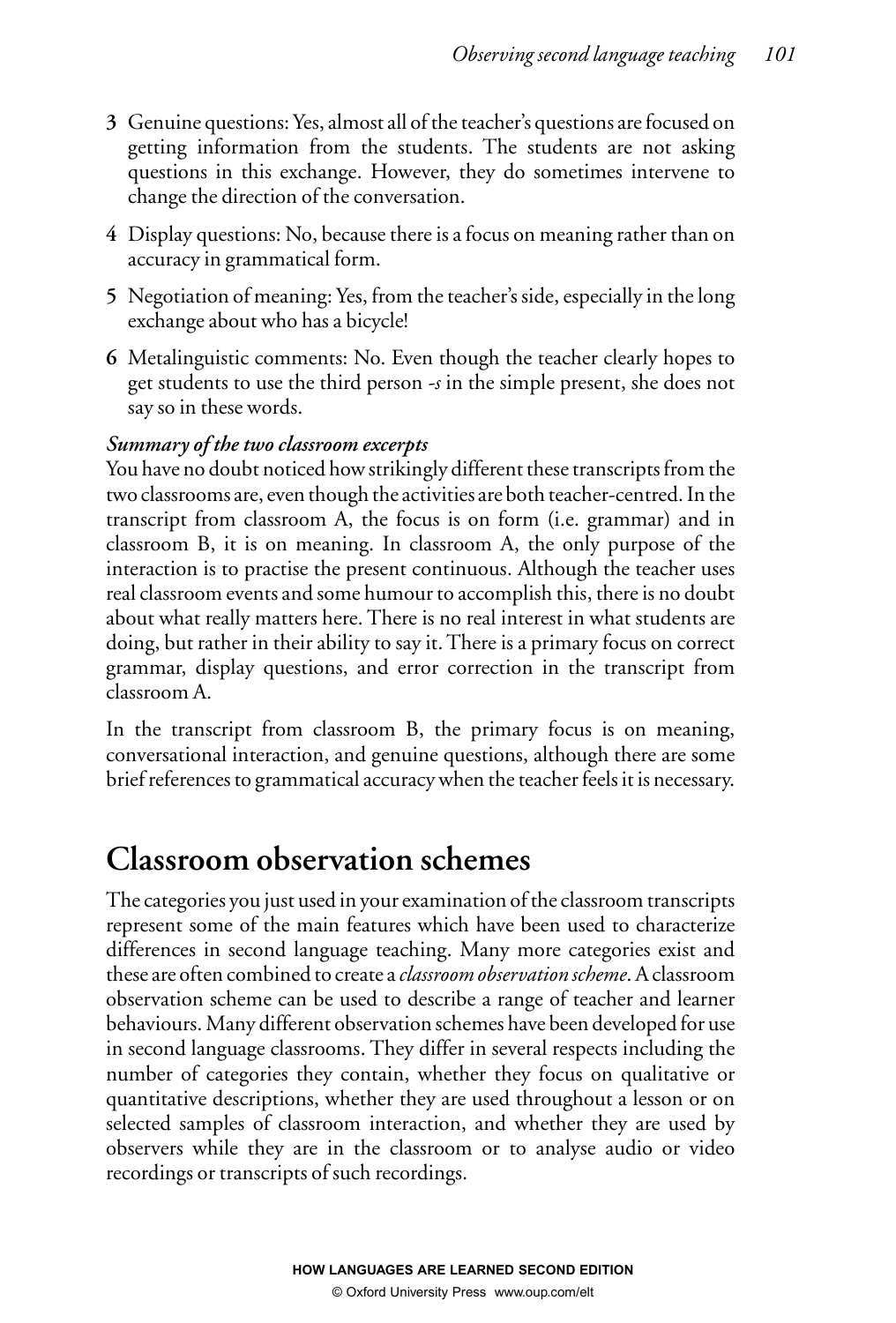3. Genuine questions: Yes, almost all of the teacher's questions are focused on getting information from the students. The students are not asking questions in this exchange. However, they do sometimes intervene to change the direction of the conversation.

4. Display questions: No, because there is a focus on meaning rather than on accuracy in grammatical form.

5. Negotiation of meaning: Yes, from the teacher's side, especially in the long exchange about who has a bicycle!

6. Metalinguistic comments: No. Even though the teacher clearly hopes to get students to use the third person *-s* in the simple present, she does not say so in these words.

***Summary of the two classroom excerpts***

You have no doubt noticed how strikingly different these transcripts from the two classrooms are, even though the activities are both teacher-centred. In the transcript from classroom A, the focus is on form (i.e. grammar) and in classroom B, it is on meaning. In classroom A, the only purpose of the interaction is to practise the present continuous. Although the teacher uses real classroom events and some humour to accomplish this, there is no doubt about what really matters here. There is no real interest in what students are doing, but rather in their ability to say it. There is a primary focus on correct grammar, display questions, and error correction in the transcript from classroom A.

In the transcript from classroom B, the primary focus is on meaning, conversational interaction, and genuine questions, although there are some brief references to grammatical accuracy when the teacher feels it is necessary.

## Classroom observation schemes

The categories you just used in your examination of the classroom transcripts represent some of the main features which have been used to characterize differences in second language teaching. Many more categories exist and these are often combined to create a *classroom observation scheme*. A classroom observation scheme can be used to describe a range of teacher and learner behaviours. Many different observation schemes have been developed for use in second language classrooms. They differ in several respects including the number of categories they contain, whether they focus on qualitative or quantitative descriptions, whether they are used throughout a lesson or on selected samples of classroom interaction, and whether they are used by observers while they are in the classroom or to analyse audio or video recordings or transcripts of such recordings.